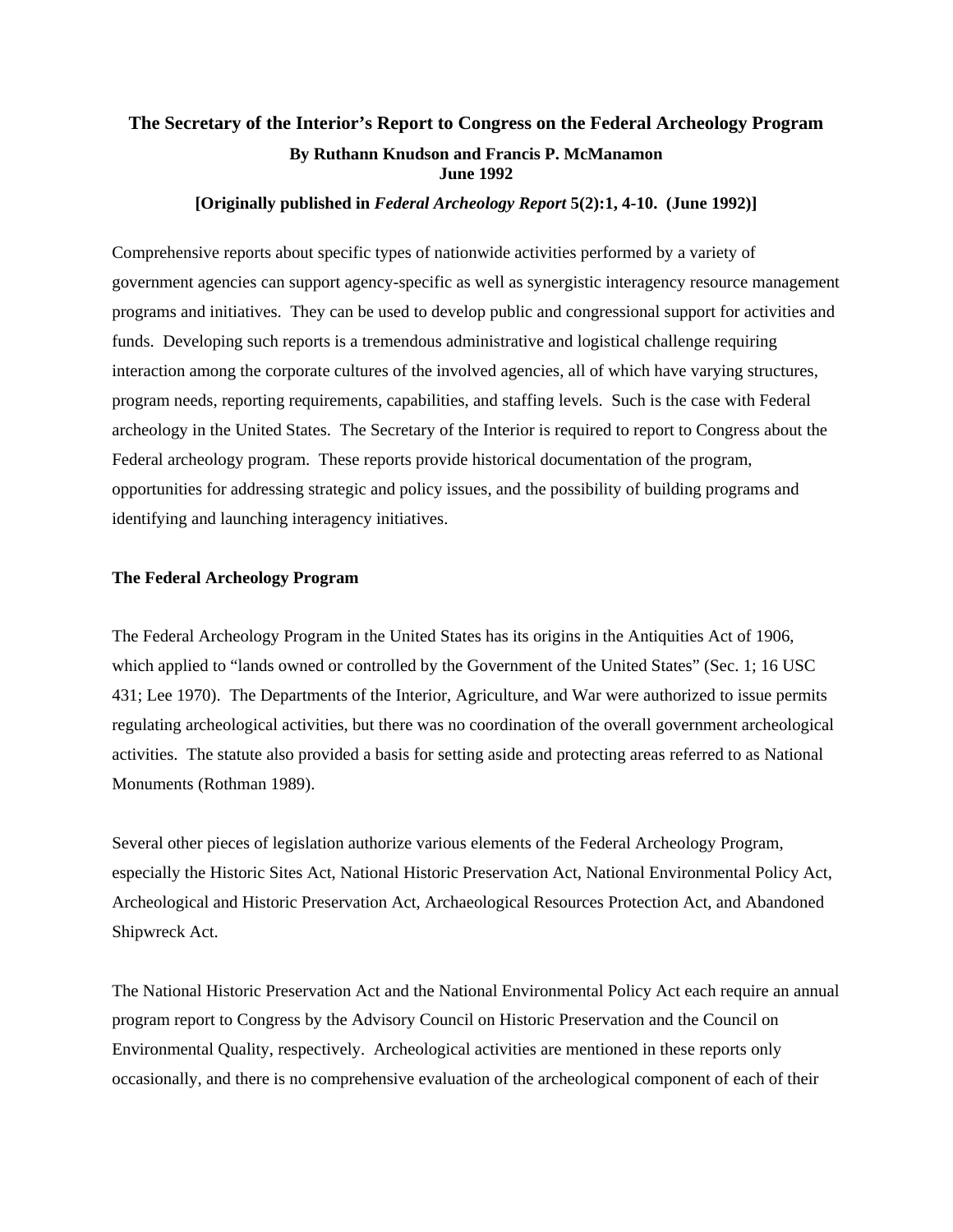# The Secretary of the Interior's Report to Congress on the Federal Archeology Program

**By Ruthann Knudson and Francis P. McManamon**
**June 1992**

**[Originally published in *Federal Archeology Report* 5(2):1, 4-10. (June 1992)]**

Comprehensive reports about specific types of nationwide activities performed by a variety of government agencies can support agency-specific as well as synergistic interagency resource management programs and initiatives. They can be used to develop public and congressional support for activities and funds. Developing such reports is a tremendous administrative and logistical challenge requiring interaction among the corporate cultures of the involved agencies, all of which have varying structures, program needs, reporting requirements, capabilities, and staffing levels. Such is the case with Federal archeology in the United States. The Secretary of the Interior is required to report to Congress about the Federal archeology program. These reports provide historical documentation of the program, opportunities for addressing strategic and policy issues, and the possibility of building programs and identifying and launching interagency initiatives.

## The Federal Archeology Program

The Federal Archeology Program in the United States has its origins in the Antiquities Act of 1906, which applied to "lands owned or controlled by the Government of the United States" (Sec. 1; 16 USC 431; Lee 1970). The Departments of the Interior, Agriculture, and War were authorized to issue permits regulating archeological activities, but there was no coordination of the overall government archeological activities. The statute also provided a basis for setting aside and protecting areas referred to as National Monuments (Rothman 1989).

Several other pieces of legislation authorize various elements of the Federal Archeology Program, especially the Historic Sites Act, National Historic Preservation Act, National Environmental Policy Act, Archeological and Historic Preservation Act, Archaeological Resources Protection Act, and Abandoned Shipwreck Act.

The National Historic Preservation Act and the National Environmental Policy Act each require an annual program report to Congress by the Advisory Council on Historic Preservation and the Council on Environmental Quality, respectively. Archeological activities are mentioned in these reports only occasionally, and there is no comprehensive evaluation of the archeological component of each of their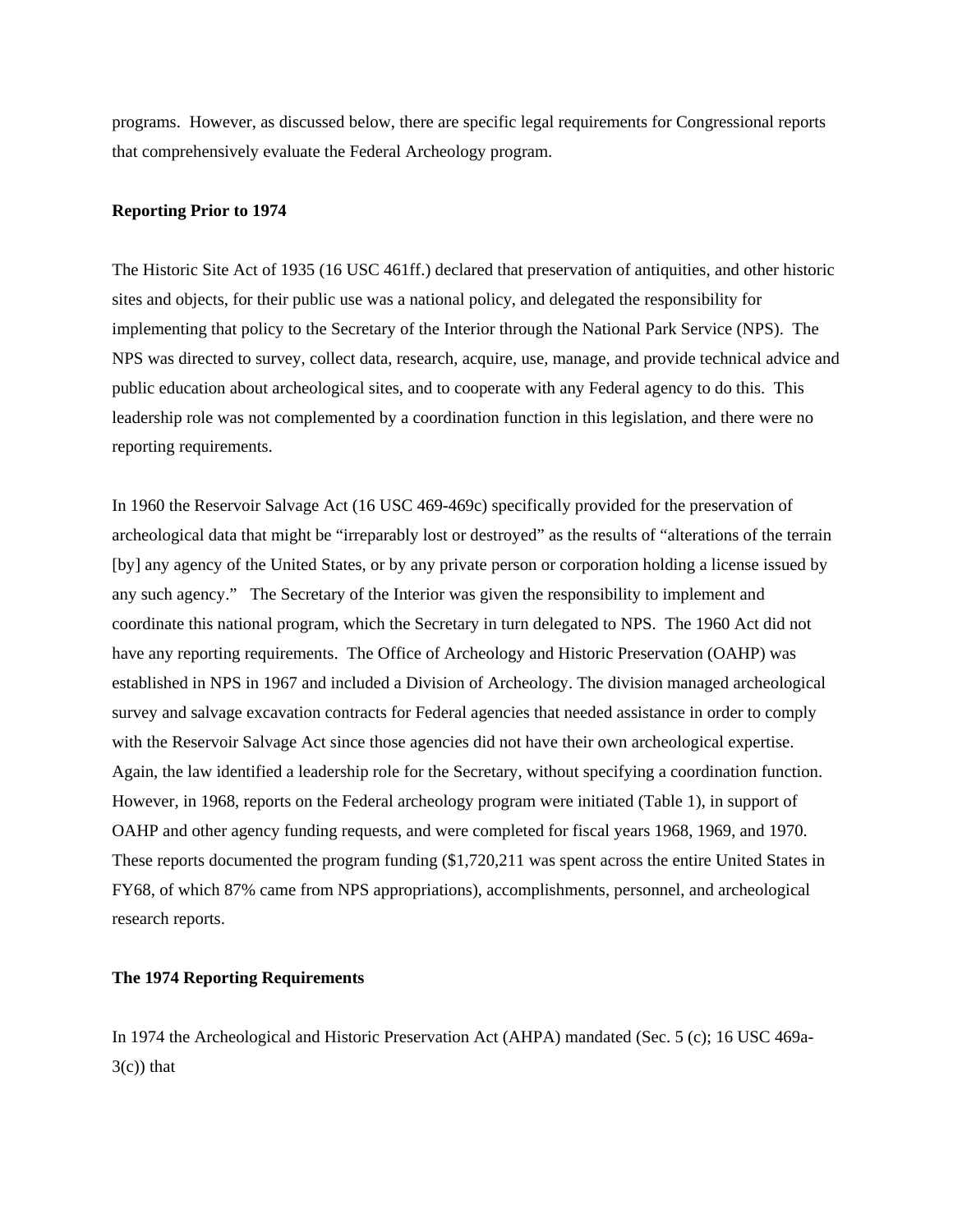programs. However, as discussed below, there are specific legal requirements for Congressional reports that comprehensively evaluate the Federal Archeology program.

**Reporting Prior to 1974**

The Historic Site Act of 1935 (16 USC 461ff.) declared that preservation of antiquities, and other historic sites and objects, for their public use was a national policy, and delegated the responsibility for implementing that policy to the Secretary of the Interior through the National Park Service (NPS). The NPS was directed to survey, collect data, research, acquire, use, manage, and provide technical advice and public education about archeological sites, and to cooperate with any Federal agency to do this. This leadership role was not complemented by a coordination function in this legislation, and there were no reporting requirements.

In 1960 the Reservoir Salvage Act (16 USC 469-469c) specifically provided for the preservation of archeological data that might be "irreparably lost or destroyed" as the results of "alterations of the terrain [by] any agency of the United States, or by any private person or corporation holding a license issued by any such agency." The Secretary of the Interior was given the responsibility to implement and coordinate this national program, which the Secretary in turn delegated to NPS. The 1960 Act did not have any reporting requirements. The Office of Archeology and Historic Preservation (OAHP) was established in NPS in 1967 and included a Division of Archeology. The division managed archeological survey and salvage excavation contracts for Federal agencies that needed assistance in order to comply with the Reservoir Salvage Act since those agencies did not have their own archeological expertise. Again, the law identified a leadership role for the Secretary, without specifying a coordination function. However, in 1968, reports on the Federal archeology program were initiated (Table 1), in support of OAHP and other agency funding requests, and were completed for fiscal years 1968, 1969, and 1970. These reports documented the program funding ($1,720,211 was spent across the entire United States in FY68, of which 87% came from NPS appropriations), accomplishments, personnel, and archeological research reports.

**The 1974 Reporting Requirements**

In 1974 the Archeological and Historic Preservation Act (AHPA) mandated (Sec. 5 (c); 16 USC 469a-3(c)) that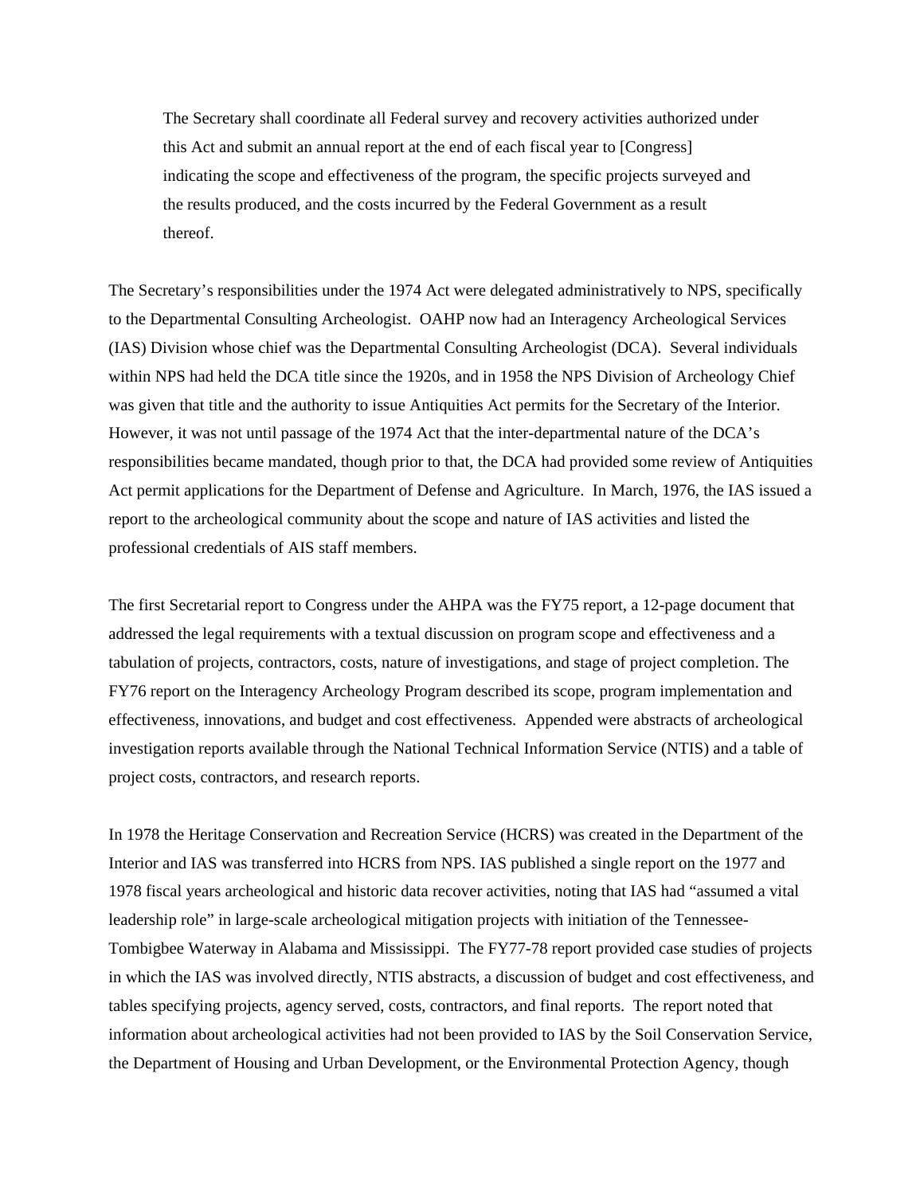> The Secretary shall coordinate all Federal survey and recovery activities authorized under this Act and submit an annual report at the end of each fiscal year to [Congress] indicating the scope and effectiveness of the program, the specific projects surveyed and the results produced, and the costs incurred by the Federal Government as a result thereof.

The Secretary's responsibilities under the 1974 Act were delegated administratively to NPS, specifically to the Departmental Consulting Archeologist. OAHP now had an Interagency Archeological Services (IAS) Division whose chief was the Departmental Consulting Archeologist (DCA). Several individuals within NPS had held the DCA title since the 1920s, and in 1958 the NPS Division of Archeology Chief was given that title and the authority to issue Antiquities Act permits for the Secretary of the Interior. However, it was not until passage of the 1974 Act that the inter-departmental nature of the DCA's responsibilities became mandated, though prior to that, the DCA had provided some review of Antiquities Act permit applications for the Department of Defense and Agriculture. In March, 1976, the IAS issued a report to the archeological community about the scope and nature of IAS activities and listed the professional credentials of AIS staff members.

The first Secretarial report to Congress under the AHPA was the FY75 report, a 12-page document that addressed the legal requirements with a textual discussion on program scope and effectiveness and a tabulation of projects, contractors, costs, nature of investigations, and stage of project completion. The FY76 report on the Interagency Archeology Program described its scope, program implementation and effectiveness, innovations, and budget and cost effectiveness. Appended were abstracts of archeological investigation reports available through the National Technical Information Service (NTIS) and a table of project costs, contractors, and research reports.

In 1978 the Heritage Conservation and Recreation Service (HCRS) was created in the Department of the Interior and IAS was transferred into HCRS from NPS. IAS published a single report on the 1977 and 1978 fiscal years archeological and historic data recover activities, noting that IAS had "assumed a vital leadership role" in large-scale archeological mitigation projects with initiation of the Tennessee-Tombigbee Waterway in Alabama and Mississippi. The FY77-78 report provided case studies of projects in which the IAS was involved directly, NTIS abstracts, a discussion of budget and cost effectiveness, and tables specifying projects, agency served, costs, contractors, and final reports. The report noted that information about archeological activities had not been provided to IAS by the Soil Conservation Service, the Department of Housing and Urban Development, or the Environmental Protection Agency, though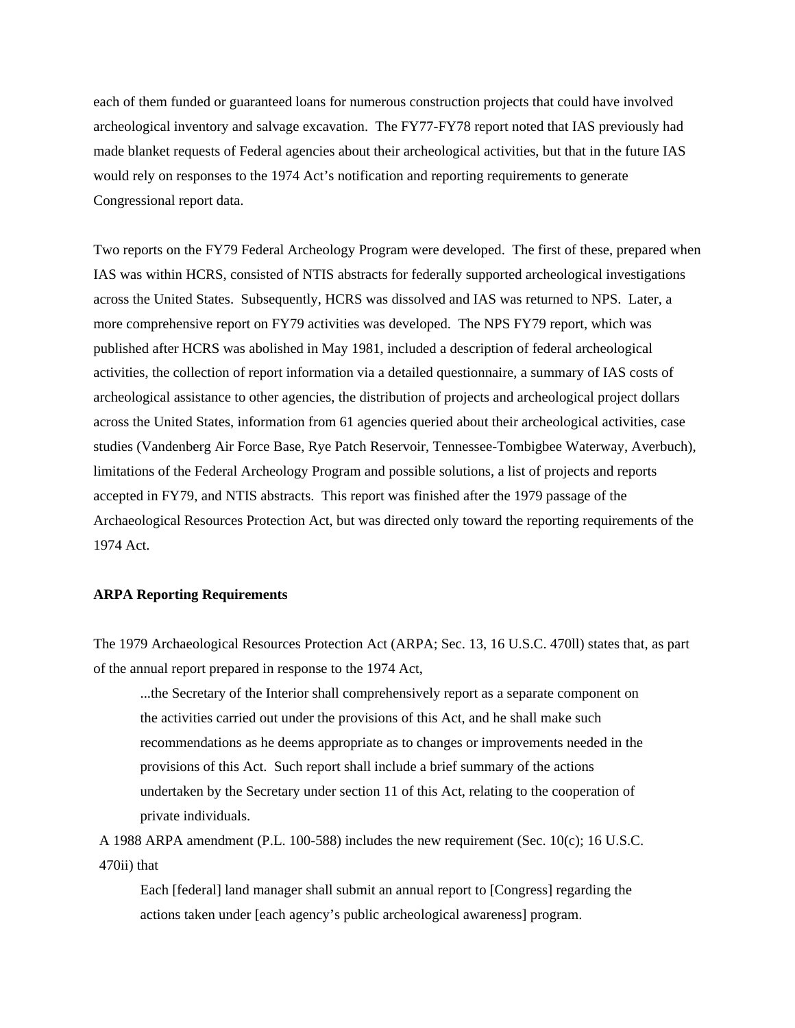each of them funded or guaranteed loans for numerous construction projects that could have involved archeological inventory and salvage excavation. The FY77-FY78 report noted that IAS previously had made blanket requests of Federal agencies about their archeological activities, but that in the future IAS would rely on responses to the 1974 Act's notification and reporting requirements to generate Congressional report data.

Two reports on the FY79 Federal Archeology Program were developed. The first of these, prepared when IAS was within HCRS, consisted of NTIS abstracts for federally supported archeological investigations across the United States. Subsequently, HCRS was dissolved and IAS was returned to NPS. Later, a more comprehensive report on FY79 activities was developed. The NPS FY79 report, which was published after HCRS was abolished in May 1981, included a description of federal archeological activities, the collection of report information via a detailed questionnaire, a summary of IAS costs of archeological assistance to other agencies, the distribution of projects and archeological project dollars across the United States, information from 61 agencies queried about their archeological activities, case studies (Vandenberg Air Force Base, Rye Patch Reservoir, Tennessee-Tombigbee Waterway, Averbuch), limitations of the Federal Archeology Program and possible solutions, a list of projects and reports accepted in FY79, and NTIS abstracts. This report was finished after the 1979 passage of the Archaeological Resources Protection Act, but was directed only toward the reporting requirements of the 1974 Act.

**ARPA Reporting Requirements**

The 1979 Archaeological Resources Protection Act (ARPA; Sec. 13, 16 U.S.C. 470ll) states that, as part of the annual report prepared in response to the 1974 Act,

> ...the Secretary of the Interior shall comprehensively report as a separate component on the activities carried out under the provisions of this Act, and he shall make such recommendations as he deems appropriate as to changes or improvements needed in the provisions of this Act. Such report shall include a brief summary of the actions undertaken by the Secretary under section 11 of this Act, relating to the cooperation of private individuals.

A 1988 ARPA amendment (P.L. 100-588) includes the new requirement (Sec. 10(c); 16 U.S.C. 470ii) that

> Each [federal] land manager shall submit an annual report to [Congress] regarding the actions taken under [each agency's public archeological awareness] program.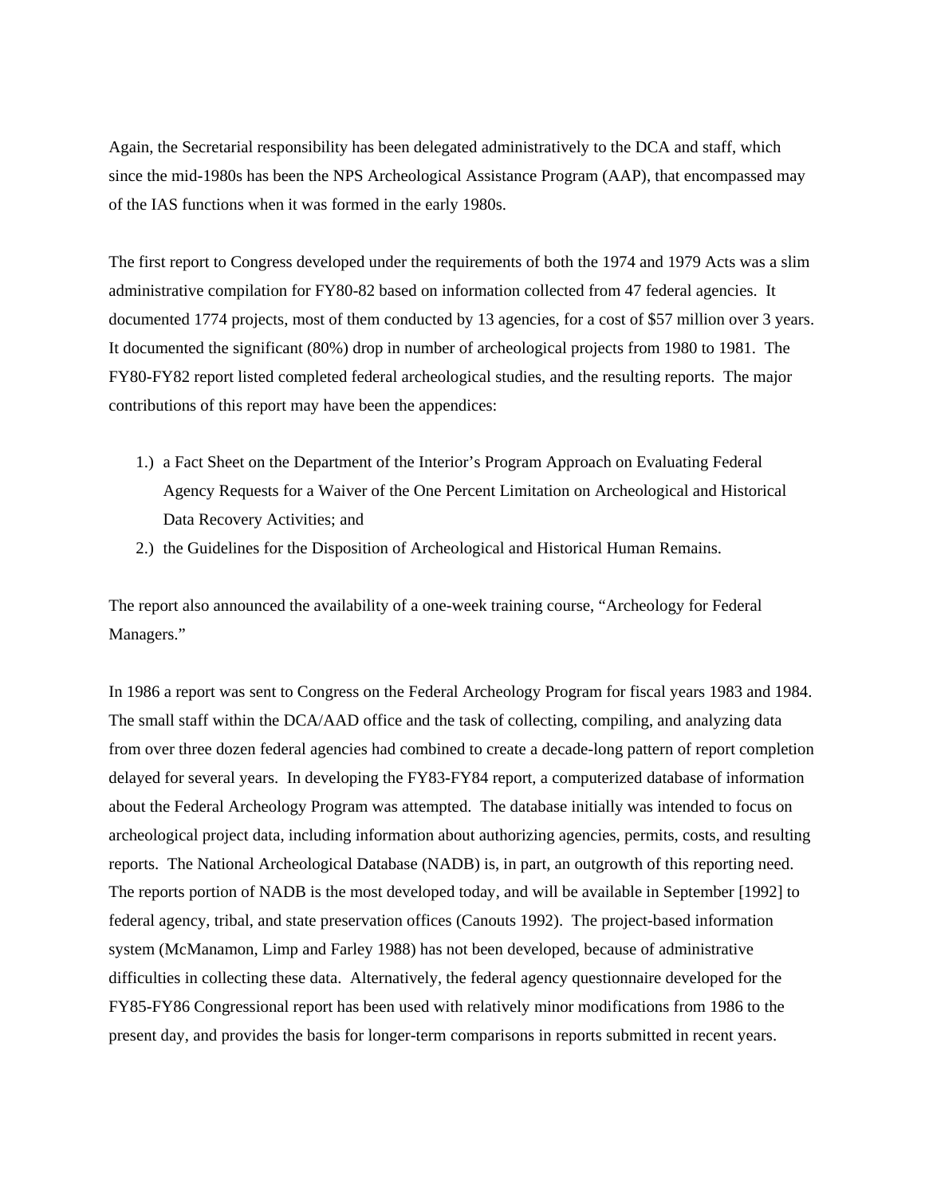Again, the Secretarial responsibility has been delegated administratively to the DCA and staff, which since the mid-1980s has been the NPS Archeological Assistance Program (AAP), that encompassed may of the IAS functions when it was formed in the early 1980s.

The first report to Congress developed under the requirements of both the 1974 and 1979 Acts was a slim administrative compilation for FY80-82 based on information collected from 47 federal agencies. It documented 1774 projects, most of them conducted by 13 agencies, for a cost of $57 million over 3 years. It documented the significant (80%) drop in number of archeological projects from 1980 to 1981. The FY80-FY82 report listed completed federal archeological studies, and the resulting reports. The major contributions of this report may have been the appendices:

1.) a Fact Sheet on the Department of the Interior's Program Approach on Evaluating Federal Agency Requests for a Waiver of the One Percent Limitation on Archeological and Historical Data Recovery Activities; and
2.) the Guidelines for the Disposition of Archeological and Historical Human Remains.

The report also announced the availability of a one-week training course, "Archeology for Federal Managers."

In 1986 a report was sent to Congress on the Federal Archeology Program for fiscal years 1983 and 1984. The small staff within the DCA/AAD office and the task of collecting, compiling, and analyzing data from over three dozen federal agencies had combined to create a decade-long pattern of report completion delayed for several years. In developing the FY83-FY84 report, a computerized database of information about the Federal Archeology Program was attempted. The database initially was intended to focus on archeological project data, including information about authorizing agencies, permits, costs, and resulting reports. The National Archeological Database (NADB) is, in part, an outgrowth of this reporting need. The reports portion of NADB is the most developed today, and will be available in September [1992] to federal agency, tribal, and state preservation offices (Canouts 1992). The project-based information system (McManamon, Limp and Farley 1988) has not been developed, because of administrative difficulties in collecting these data. Alternatively, the federal agency questionnaire developed for the FY85-FY86 Congressional report has been used with relatively minor modifications from 1986 to the present day, and provides the basis for longer-term comparisons in reports submitted in recent years.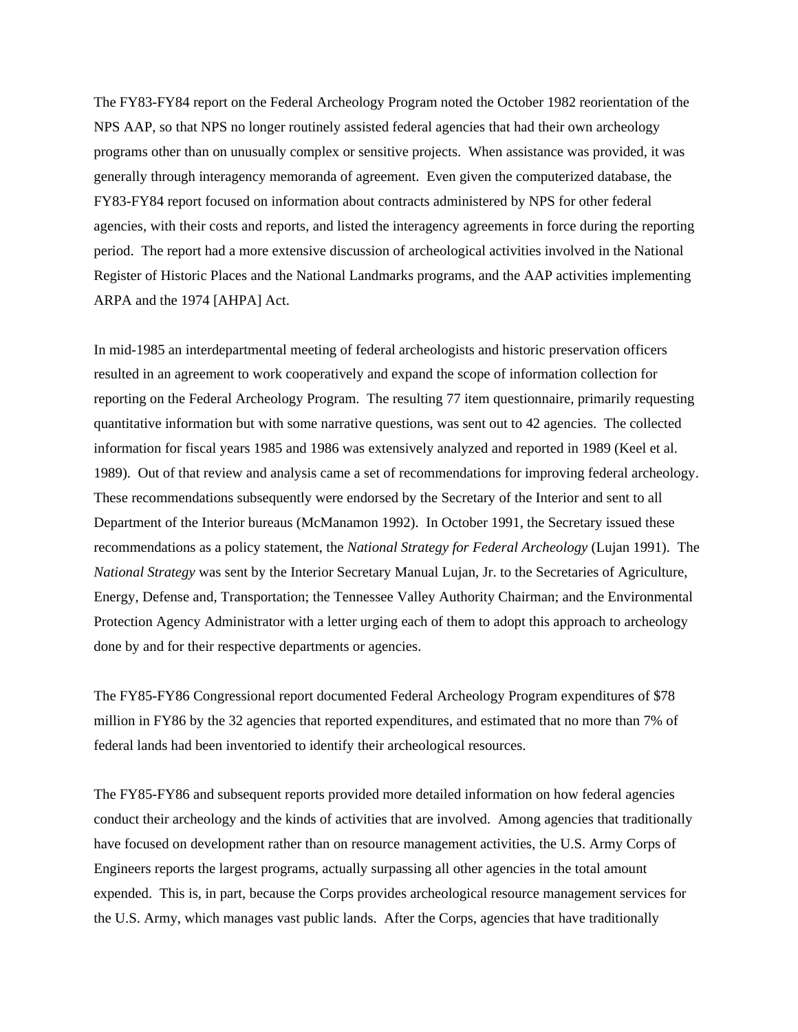The FY83-FY84 report on the Federal Archeology Program noted the October 1982 reorientation of the NPS AAP, so that NPS no longer routinely assisted federal agencies that had their own archeology programs other than on unusually complex or sensitive projects. When assistance was provided, it was generally through interagency memoranda of agreement. Even given the computerized database, the FY83-FY84 report focused on information about contracts administered by NPS for other federal agencies, with their costs and reports, and listed the interagency agreements in force during the reporting period. The report had a more extensive discussion of archeological activities involved in the National Register of Historic Places and the National Landmarks programs, and the AAP activities implementing ARPA and the 1974 [AHPA] Act.

In mid-1985 an interdepartmental meeting of federal archeologists and historic preservation officers resulted in an agreement to work cooperatively and expand the scope of information collection for reporting on the Federal Archeology Program. The resulting 77 item questionnaire, primarily requesting quantitative information but with some narrative questions, was sent out to 42 agencies. The collected information for fiscal years 1985 and 1986 was extensively analyzed and reported in 1989 (Keel et al. 1989). Out of that review and analysis came a set of recommendations for improving federal archeology. These recommendations subsequently were endorsed by the Secretary of the Interior and sent to all Department of the Interior bureaus (McManamon 1992). In October 1991, the Secretary issued these recommendations as a policy statement, the *National Strategy for Federal Archeology* (Lujan 1991). The *National Strategy* was sent by the Interior Secretary Manual Lujan, Jr. to the Secretaries of Agriculture, Energy, Defense and, Transportation; the Tennessee Valley Authority Chairman; and the Environmental Protection Agency Administrator with a letter urging each of them to adopt this approach to archeology done by and for their respective departments or agencies.

The FY85-FY86 Congressional report documented Federal Archeology Program expenditures of $78 million in FY86 by the 32 agencies that reported expenditures, and estimated that no more than 7% of federal lands had been inventoried to identify their archeological resources.

The FY85-FY86 and subsequent reports provided more detailed information on how federal agencies conduct their archeology and the kinds of activities that are involved. Among agencies that traditionally have focused on development rather than on resource management activities, the U.S. Army Corps of Engineers reports the largest programs, actually surpassing all other agencies in the total amount expended. This is, in part, because the Corps provides archeological resource management services for the U.S. Army, which manages vast public lands. After the Corps, agencies that have traditionally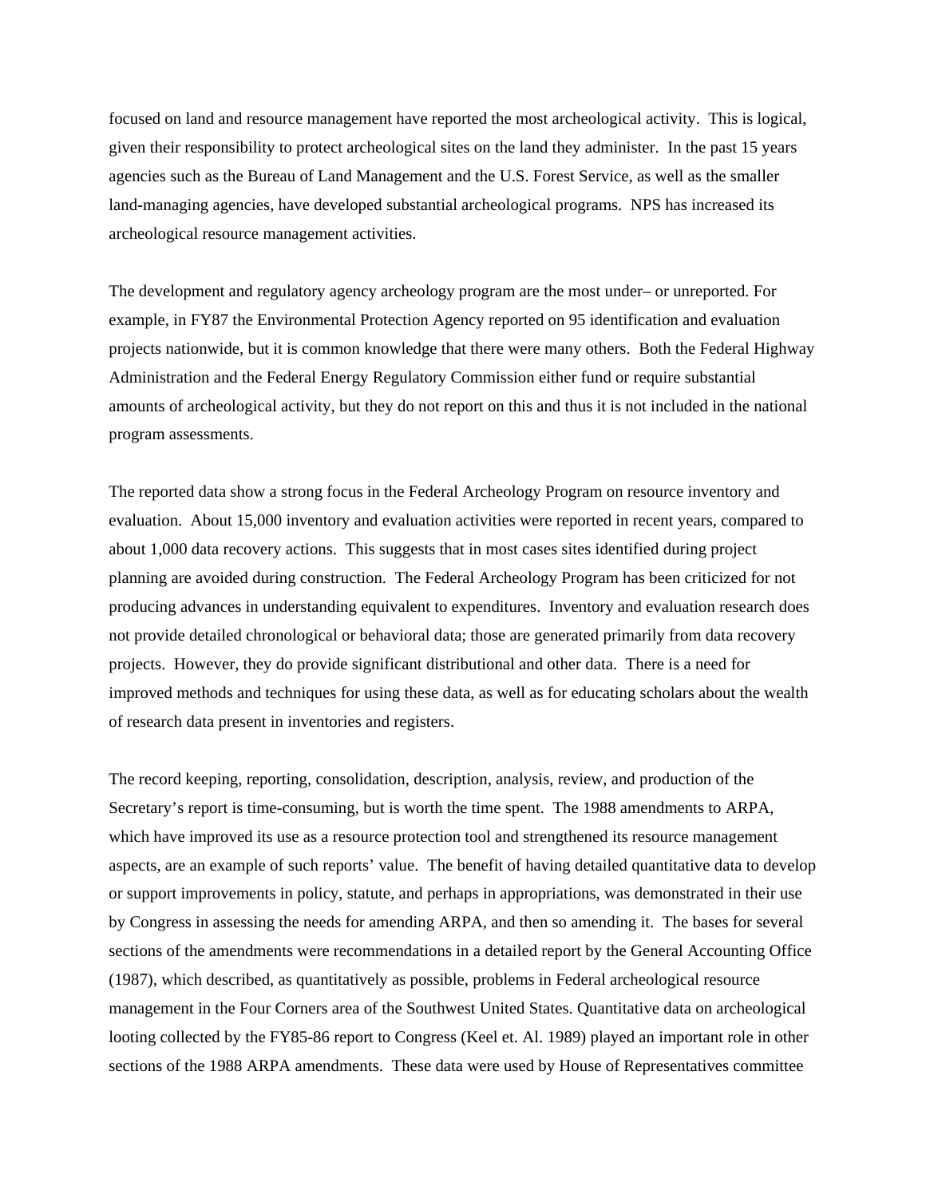focused on land and resource management have reported the most archeological activity. This is logical, given their responsibility to protect archeological sites on the land they administer. In the past 15 years agencies such as the Bureau of Land Management and the U.S. Forest Service, as well as the smaller land-managing agencies, have developed substantial archeological programs. NPS has increased its archeological resource management activities.

The development and regulatory agency archeology program are the most under– or unreported. For example, in FY87 the Environmental Protection Agency reported on 95 identification and evaluation projects nationwide, but it is common knowledge that there were many others. Both the Federal Highway Administration and the Federal Energy Regulatory Commission either fund or require substantial amounts of archeological activity, but they do not report on this and thus it is not included in the national program assessments.

The reported data show a strong focus in the Federal Archeology Program on resource inventory and evaluation. About 15,000 inventory and evaluation activities were reported in recent years, compared to about 1,000 data recovery actions. This suggests that in most cases sites identified during project planning are avoided during construction. The Federal Archeology Program has been criticized for not producing advances in understanding equivalent to expenditures. Inventory and evaluation research does not provide detailed chronological or behavioral data; those are generated primarily from data recovery projects. However, they do provide significant distributional and other data. There is a need for improved methods and techniques for using these data, as well as for educating scholars about the wealth of research data present in inventories and registers.

The record keeping, reporting, consolidation, description, analysis, review, and production of the Secretary's report is time-consuming, but is worth the time spent. The 1988 amendments to ARPA, which have improved its use as a resource protection tool and strengthened its resource management aspects, are an example of such reports' value. The benefit of having detailed quantitative data to develop or support improvements in policy, statute, and perhaps in appropriations, was demonstrated in their use by Congress in assessing the needs for amending ARPA, and then so amending it. The bases for several sections of the amendments were recommendations in a detailed report by the General Accounting Office (1987), which described, as quantitatively as possible, problems in Federal archeological resource management in the Four Corners area of the Southwest United States. Quantitative data on archeological looting collected by the FY85-86 report to Congress (Keel et. Al. 1989) played an important role in other sections of the 1988 ARPA amendments. These data were used by House of Representatives committee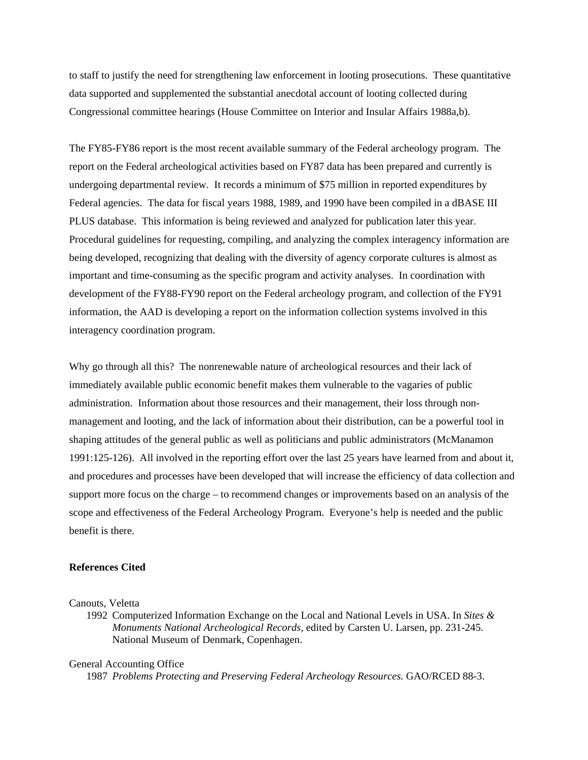to staff to justify the need for strengthening law enforcement in looting prosecutions. These quantitative data supported and supplemented the substantial anecdotal account of looting collected during Congressional committee hearings (House Committee on Interior and Insular Affairs 1988a,b).

The FY85-FY86 report is the most recent available summary of the Federal archeology program. The report on the Federal archeological activities based on FY87 data has been prepared and currently is undergoing departmental review. It records a minimum of $75 million in reported expenditures by Federal agencies. The data for fiscal years 1988, 1989, and 1990 have been compiled in a dBASE III PLUS database. This information is being reviewed and analyzed for publication later this year. Procedural guidelines for requesting, compiling, and analyzing the complex interagency information are being developed, recognizing that dealing with the diversity of agency corporate cultures is almost as important and time-consuming as the specific program and activity analyses. In coordination with development of the FY88-FY90 report on the Federal archeology program, and collection of the FY91 information, the AAD is developing a report on the information collection systems involved in this interagency coordination program.

Why go through all this? The nonrenewable nature of archeological resources and their lack of immediately available public economic benefit makes them vulnerable to the vagaries of public administration. Information about those resources and their management, their loss through non-management and looting, and the lack of information about their distribution, can be a powerful tool in shaping attitudes of the general public as well as politicians and public administrators (McManamon 1991:125-126). All involved in the reporting effort over the last 25 years have learned from and about it, and procedures and processes have been developed that will increase the efficiency of data collection and support more focus on the charge – to recommend changes or improvements based on an analysis of the scope and effectiveness of the Federal Archeology Program. Everyone's help is needed and the public benefit is there.

**References Cited**

Canouts, Veletta
  1992 Computerized Information Exchange on the Local and National Levels in USA. In *Sites & Monuments National Archeological Records*, edited by Carsten U. Larsen, pp. 231-245. National Museum of Denmark, Copenhagen.

General Accounting Office
  1987 *Problems Protecting and Preserving Federal Archeology Resources.* GAO/RCED 88-3.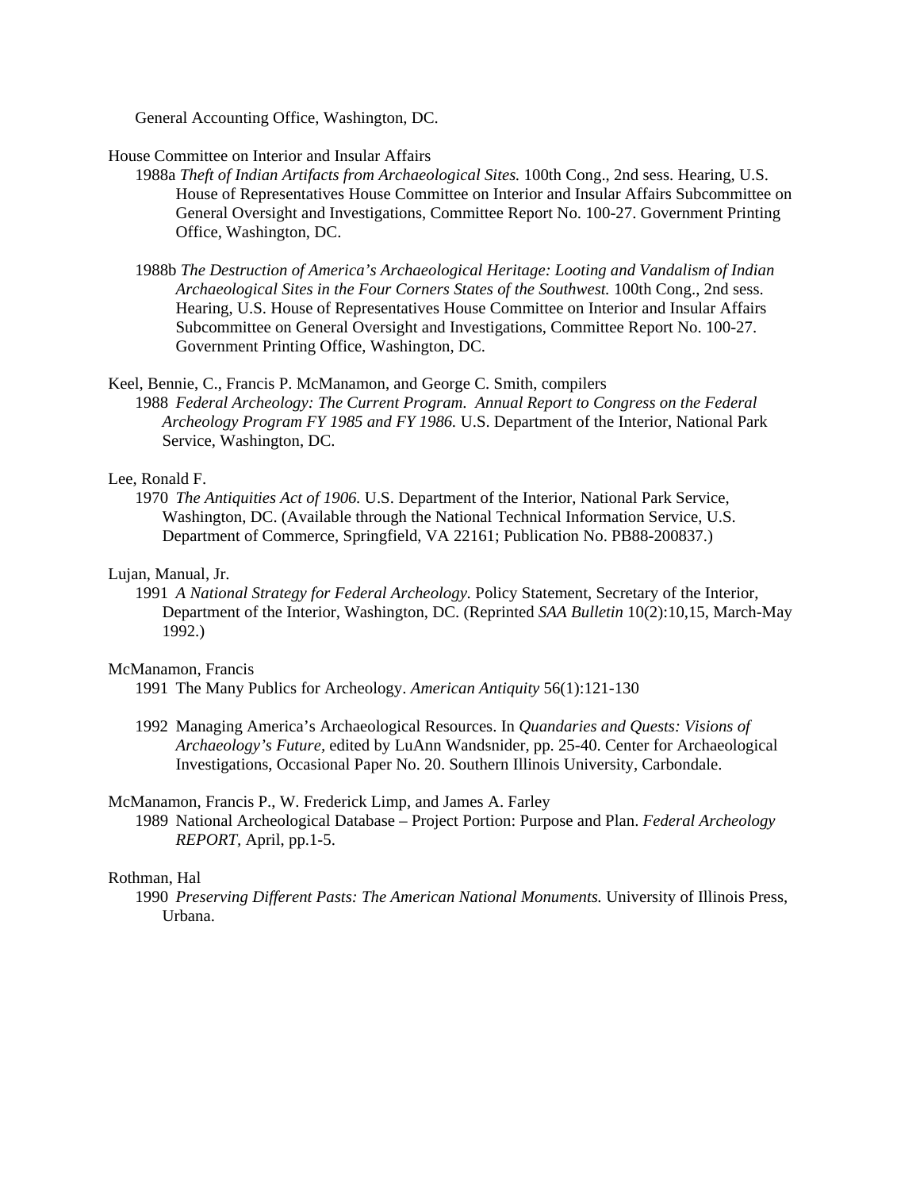General Accounting Office, Washington, DC.

House Committee on Interior and Insular Affairs

1988a *Theft of Indian Artifacts from Archaeological Sites.* 100th Cong., 2nd sess. Hearing, U.S. House of Representatives House Committee on Interior and Insular Affairs Subcommittee on General Oversight and Investigations, Committee Report No. 100-27. Government Printing Office, Washington, DC.

1988b *The Destruction of America's Archaeological Heritage: Looting and Vandalism of Indian Archaeological Sites in the Four Corners States of the Southwest.* 100th Cong., 2nd sess. Hearing, U.S. House of Representatives House Committee on Interior and Insular Affairs Subcommittee on General Oversight and Investigations, Committee Report No. 100-27. Government Printing Office, Washington, DC.

Keel, Bennie, C., Francis P. McManamon, and George C. Smith, compilers

1988 *Federal Archeology: The Current Program. Annual Report to Congress on the Federal Archeology Program FY 1985 and FY 1986.* U.S. Department of the Interior, National Park Service, Washington, DC.

Lee, Ronald F.

1970 *The Antiquities Act of 1906.* U.S. Department of the Interior, National Park Service, Washington, DC. (Available through the National Technical Information Service, U.S. Department of Commerce, Springfield, VA 22161; Publication No. PB88-200837.)

Lujan, Manual, Jr.

1991 *A National Strategy for Federal Archeology.* Policy Statement, Secretary of the Interior, Department of the Interior, Washington, DC. (Reprinted *SAA Bulletin* 10(2):10,15, March-May 1992.)

McManamon, Francis

1991 The Many Publics for Archeology. *American Antiquity* 56(1):121-130

1992 Managing America's Archaeological Resources. In *Quandaries and Quests: Visions of Archaeology's Future,* edited by LuAnn Wandsnider, pp. 25-40. Center for Archaeological Investigations, Occasional Paper No. 20. Southern Illinois University, Carbondale.

McManamon, Francis P., W. Frederick Limp, and James A. Farley

1989 National Archeological Database – Project Portion: Purpose and Plan. *Federal Archeology REPORT*, April, pp.1-5.

Rothman, Hal

1990 *Preserving Different Pasts: The American National Monuments.* University of Illinois Press, Urbana.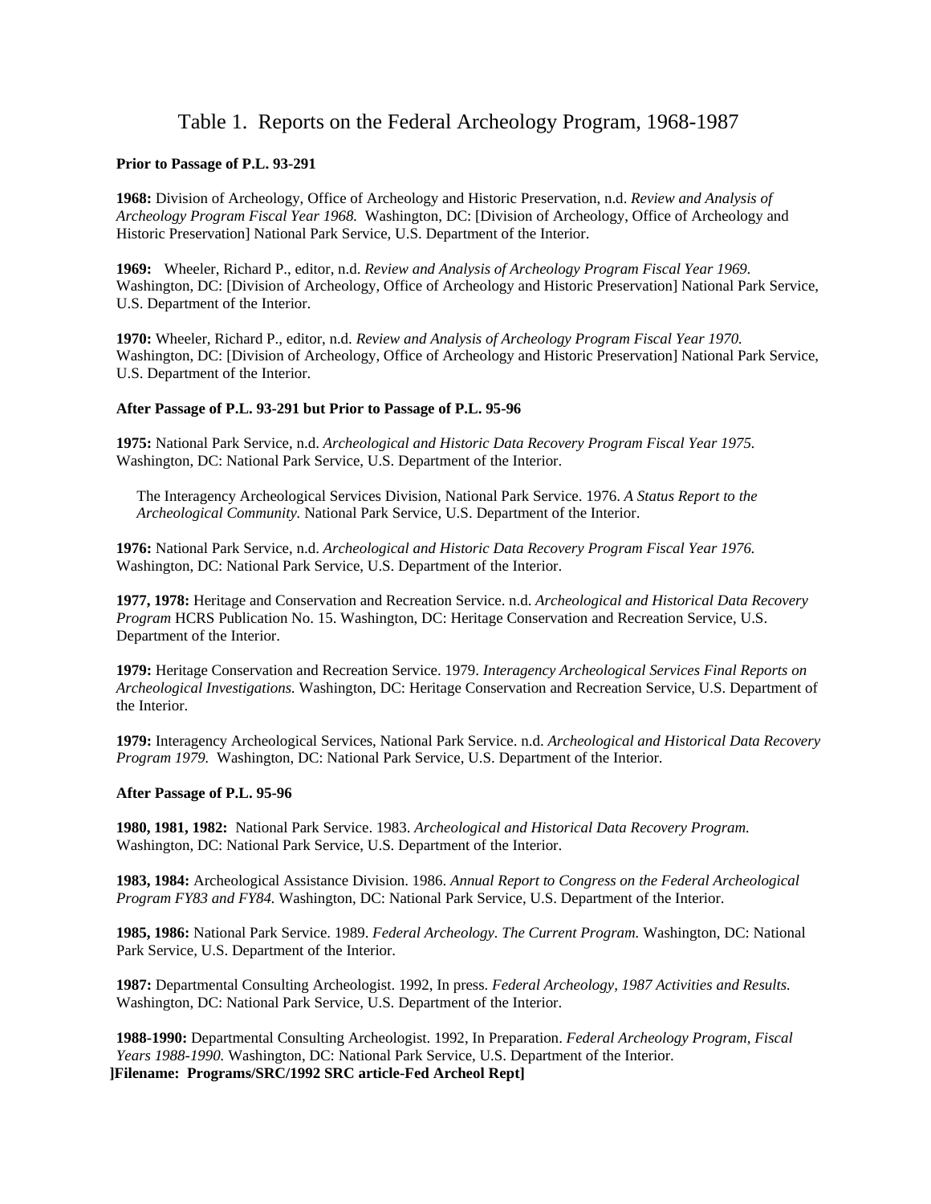# Table 1. Reports on the Federal Archeology Program, 1968-1987

**Prior to Passage of P.L. 93-291**

**1968:** Division of Archeology, Office of Archeology and Historic Preservation, n.d. *Review and Analysis of Archeology Program Fiscal Year 1968.* Washington, DC: [Division of Archeology, Office of Archeology and Historic Preservation] National Park Service, U.S. Department of the Interior.

**1969:** Wheeler, Richard P., editor, n.d. *Review and Analysis of Archeology Program Fiscal Year 1969.* Washington, DC: [Division of Archeology, Office of Archeology and Historic Preservation] National Park Service, U.S. Department of the Interior.

**1970:** Wheeler, Richard P., editor, n.d. *Review and Analysis of Archeology Program Fiscal Year 1970.* Washington, DC: [Division of Archeology, Office of Archeology and Historic Preservation] National Park Service, U.S. Department of the Interior.

**After Passage of P.L. 93-291 but Prior to Passage of P.L. 95-96**

**1975:** National Park Service, n.d. *Archeological and Historic Data Recovery Program Fiscal Year 1975.* Washington, DC: National Park Service, U.S. Department of the Interior.

The Interagency Archeological Services Division, National Park Service. 1976. *A Status Report to the Archeological Community.* National Park Service, U.S. Department of the Interior.

**1976:** National Park Service, n.d. *Archeological and Historic Data Recovery Program Fiscal Year 1976.* Washington, DC: National Park Service, U.S. Department of the Interior.

**1977, 1978:** Heritage and Conservation and Recreation Service. n.d. *Archeological and Historical Data Recovery Program* HCRS Publication No. 15. Washington, DC: Heritage Conservation and Recreation Service, U.S. Department of the Interior.

**1979:** Heritage Conservation and Recreation Service. 1979. *Interagency Archeological Services Final Reports on Archeological Investigations.* Washington, DC: Heritage Conservation and Recreation Service, U.S. Department of the Interior.

**1979:** Interagency Archeological Services, National Park Service. n.d. *Archeological and Historical Data Recovery Program 1979.* Washington, DC: National Park Service, U.S. Department of the Interior.

**After Passage of P.L. 95-96**

**1980, 1981, 1982:** National Park Service. 1983. *Archeological and Historical Data Recovery Program.* Washington, DC: National Park Service, U.S. Department of the Interior.

**1983, 1984:** Archeological Assistance Division. 1986. *Annual Report to Congress on the Federal Archeological Program FY83 and FY84.* Washington, DC: National Park Service, U.S. Department of the Interior.

**1985, 1986:** National Park Service. 1989. *Federal Archeology. The Current Program.* Washington, DC: National Park Service, U.S. Department of the Interior.

**1987:** Departmental Consulting Archeologist. 1992, In press. *Federal Archeology, 1987 Activities and Results.* Washington, DC: National Park Service, U.S. Department of the Interior.

**1988-1990:** Departmental Consulting Archeologist. 1992, In Preparation. *Federal Archeology Program, Fiscal Years 1988-1990.* Washington, DC: National Park Service, U.S. Department of the Interior.

**]Filename: Programs/SRC/1992 SRC article-Fed Archeol Rept]**